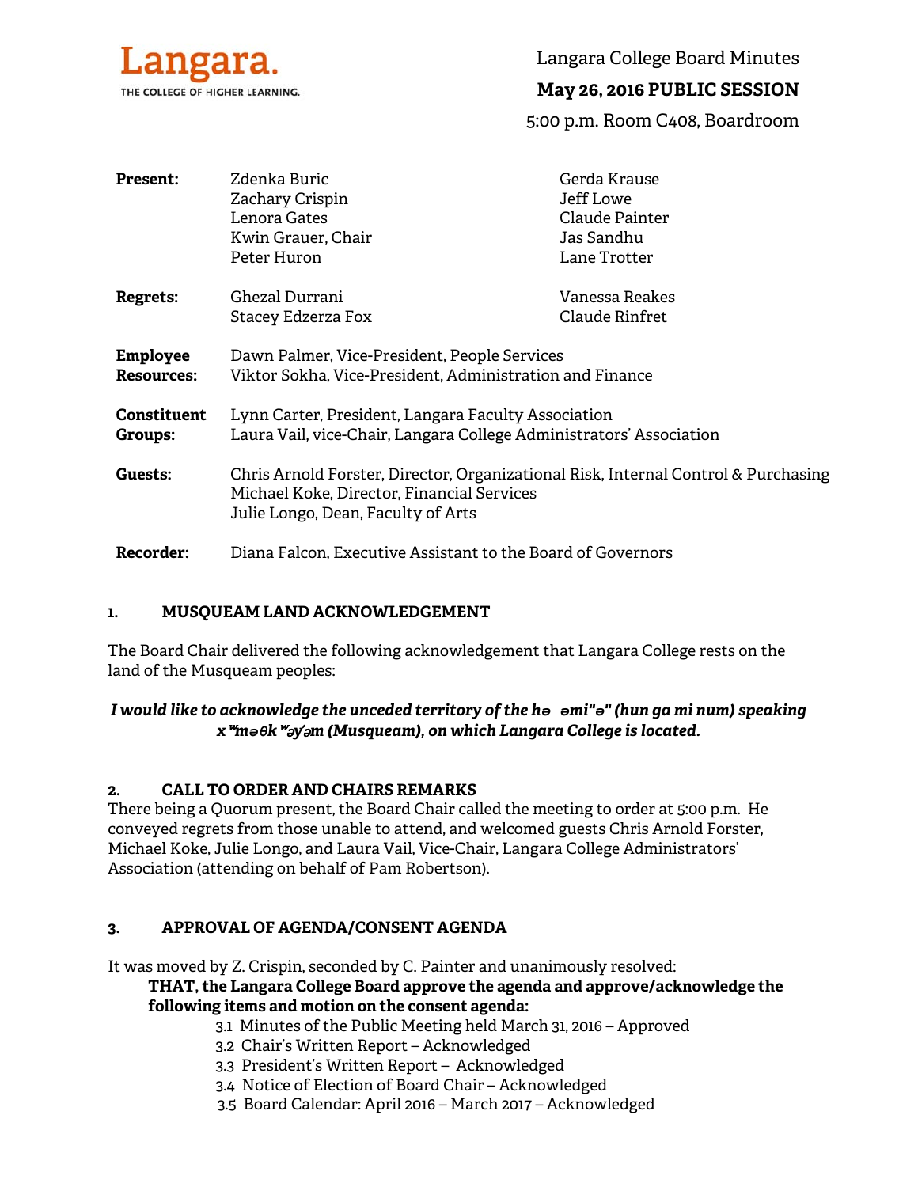Langara.
THE COLLEGE OF HIGHER LEARNING.

# Langara College Board Minutes

## May 26, 2016 PUBLIC SESSION

5:00 p.m. Room C408, Boardroom

**Present:** Zdenka Buric, Zachary Crispin, Lenora Gates, Kwin Grauer, Chair, Peter Huron, Gerda Krause, Jeff Lowe, Claude Painter, Jas Sandhu, Lane Trotter

**Regrets:** Ghezal Durrani, Stacey Edzerza Fox, Vanessa Reakes, Claude Rinfret

**Employee Resources:** Dawn Palmer, Vice-President, People Services
Viktor Sokha, Vice-President, Administration and Finance

**Constituent Groups:** Lynn Carter, President, Langara Faculty Association
Laura Vail, vice-Chair, Langara College Administrators' Association

**Guests:** Chris Arnold Forster, Director, Organizational Risk, Internal Control & Purchasing
Michael Koke, Director, Financial Services
Julie Longo, Dean, Faculty of Arts

**Recorder:** Diana Falcon, Executive Assistant to the Board of Governors

### 1. MUSQUEAM LAND ACKNOWLEDGEMENT

The Board Chair delivered the following acknowledgement that Langara College rests on the land of the Musqueam peoples:

***I would like to acknowledge the unceded territory of the hə əmi"ə" (hun ga mi num) speaking xʷməθkʷəy̓əm (Musqueam), on which Langara College is located.***

### 2. CALL TO ORDER AND CHAIRS REMARKS

There being a Quorum present, the Board Chair called the meeting to order at 5:00 p.m. He conveyed regrets from those unable to attend, and welcomed guests Chris Arnold Forster, Michael Koke, Julie Longo, and Laura Vail, Vice-Chair, Langara College Administrators' Association (attending on behalf of Pam Robertson).

### 3. APPROVAL OF AGENDA/CONSENT AGENDA

It was moved by Z. Crispin, seconded by C. Painter and unanimously resolved:

**THAT, the Langara College Board approve the agenda and approve/acknowledge the following items and motion on the consent agenda:**

3.1 Minutes of the Public Meeting held March 31, 2016 – Approved
3.2 Chair's Written Report – Acknowledged
3.3 President's Written Report – Acknowledged
3.4 Notice of Election of Board Chair – Acknowledged
3.5 Board Calendar: April 2016 – March 2017 – Acknowledged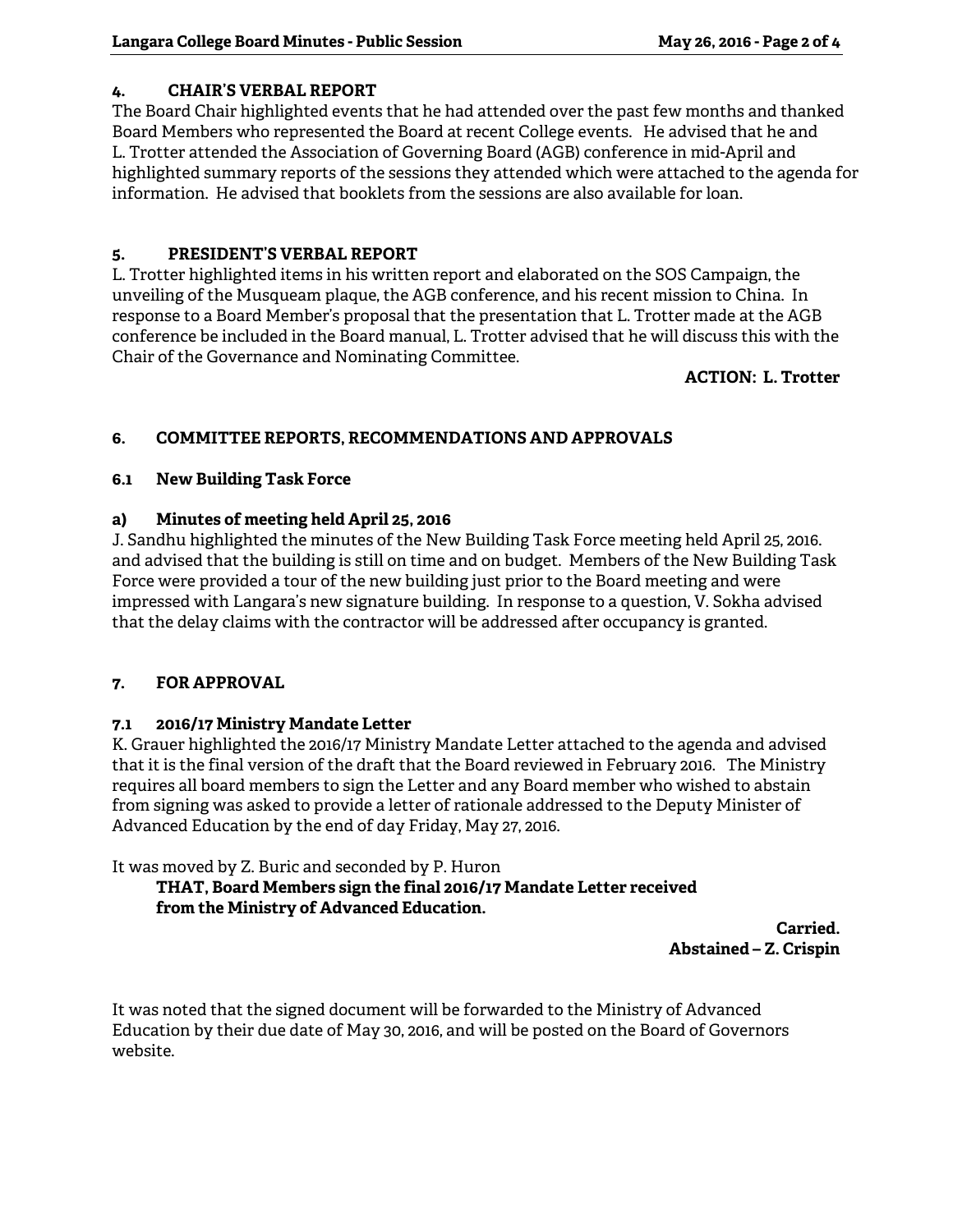## 4. CHAIR'S VERBAL REPORT

The Board Chair highlighted events that he had attended over the past few months and thanked Board Members who represented the Board at recent College events. He advised that he and L. Trotter attended the Association of Governing Board (AGB) conference in mid-April and highlighted summary reports of the sessions they attended which were attached to the agenda for information. He advised that booklets from the sessions are also available for loan.

## 5. PRESIDENT'S VERBAL REPORT

L. Trotter highlighted items in his written report and elaborated on the SOS Campaign, the unveiling of the Musqueam plaque, the AGB conference, and his recent mission to China. In response to a Board Member's proposal that the presentation that L. Trotter made at the AGB conference be included in the Board manual, L. Trotter advised that he will discuss this with the Chair of the Governance and Nominating Committee.

**ACTION: L. Trotter**

## 6. COMMITTEE REPORTS, RECOMMENDATIONS AND APPROVALS

### 6.1 New Building Task Force

#### a) Minutes of meeting held April 25, 2016

J. Sandhu highlighted the minutes of the New Building Task Force meeting held April 25, 2016. and advised that the building is still on time and on budget. Members of the New Building Task Force were provided a tour of the new building just prior to the Board meeting and were impressed with Langara's new signature building. In response to a question, V. Sokha advised that the delay claims with the contractor will be addressed after occupancy is granted.

## 7. FOR APPROVAL

### 7.1 2016/17 Ministry Mandate Letter

K. Grauer highlighted the 2016/17 Ministry Mandate Letter attached to the agenda and advised that it is the final version of the draft that the Board reviewed in February 2016. The Ministry requires all board members to sign the Letter and any Board member who wished to abstain from signing was asked to provide a letter of rationale addressed to the Deputy Minister of Advanced Education by the end of day Friday, May 27, 2016.

It was moved by Z. Buric and seconded by P. Huron

> **THAT, Board Members sign the final 2016/17 Mandate Letter received from the Ministry of Advanced Education.**

**Carried.**
**Abstained – Z. Crispin**

It was noted that the signed document will be forwarded to the Ministry of Advanced Education by their due date of May 30, 2016, and will be posted on the Board of Governors website.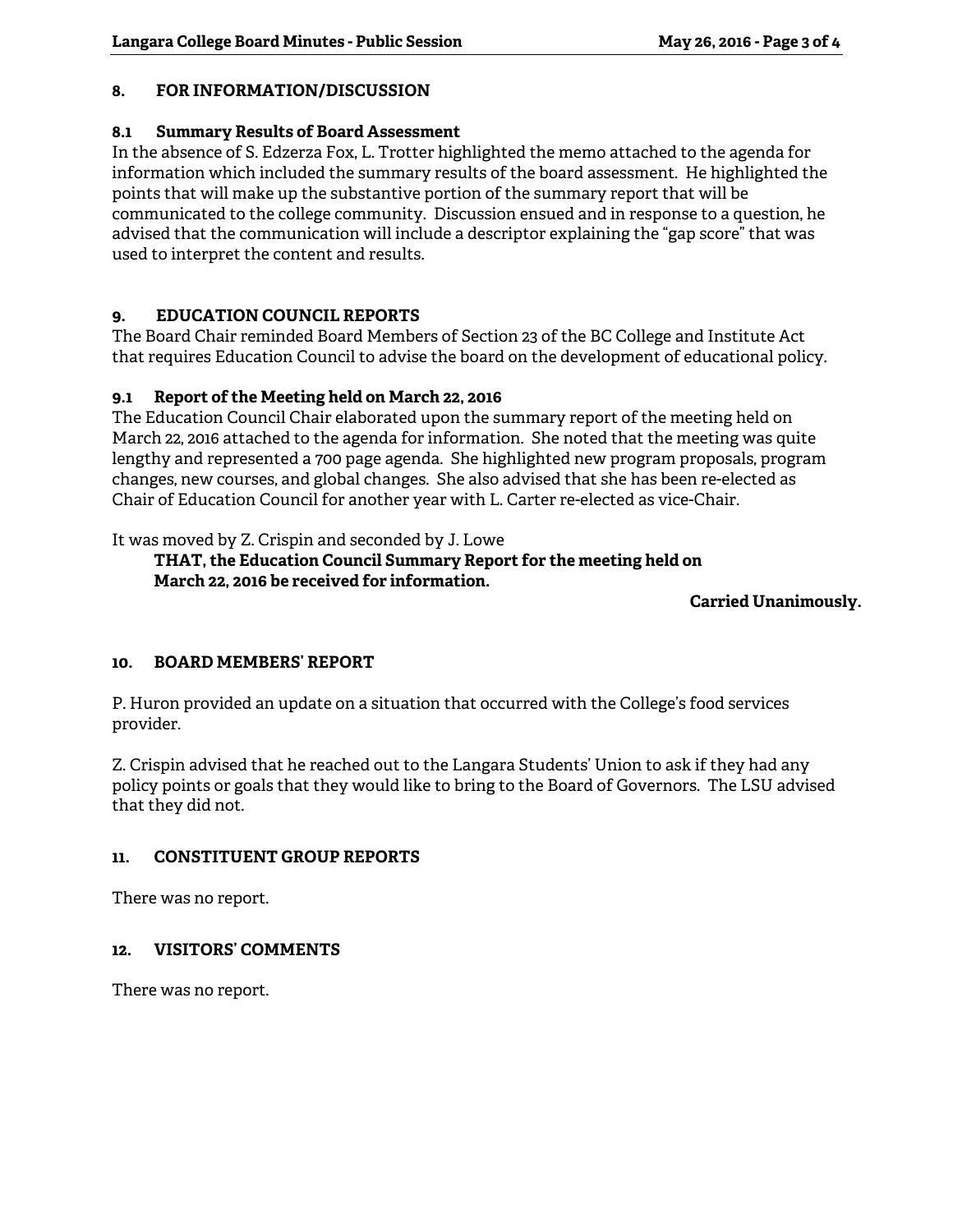## 8. FOR INFORMATION/DISCUSSION

### 8.1 Summary Results of Board Assessment

In the absence of S. Edzerza Fox, L. Trotter highlighted the memo attached to the agenda for information which included the summary results of the board assessment. He highlighted the points that will make up the substantive portion of the summary report that will be communicated to the college community. Discussion ensued and in response to a question, he advised that the communication will include a descriptor explaining the "gap score" that was used to interpret the content and results.

## 9. EDUCATION COUNCIL REPORTS

The Board Chair reminded Board Members of Section 23 of the BC College and Institute Act that requires Education Council to advise the board on the development of educational policy.

### 9.1 Report of the Meeting held on March 22, 2016

The Education Council Chair elaborated upon the summary report of the meeting held on March 22, 2016 attached to the agenda for information. She noted that the meeting was quite lengthy and represented a 700 page agenda. She highlighted new program proposals, program changes, new courses, and global changes. She also advised that she has been re-elected as Chair of Education Council for another year with L. Carter re-elected as vice-Chair.

It was moved by Z. Crispin and seconded by J. Lowe

> **THAT, the Education Council Summary Report for the meeting held on March 22, 2016 be received for information.**

**Carried Unanimously.**

## 10. BOARD MEMBERS' REPORT

P. Huron provided an update on a situation that occurred with the College's food services provider.

Z. Crispin advised that he reached out to the Langara Students' Union to ask if they had any policy points or goals that they would like to bring to the Board of Governors. The LSU advised that they did not.

## 11. CONSTITUENT GROUP REPORTS

There was no report.

## 12. VISITORS' COMMENTS

There was no report.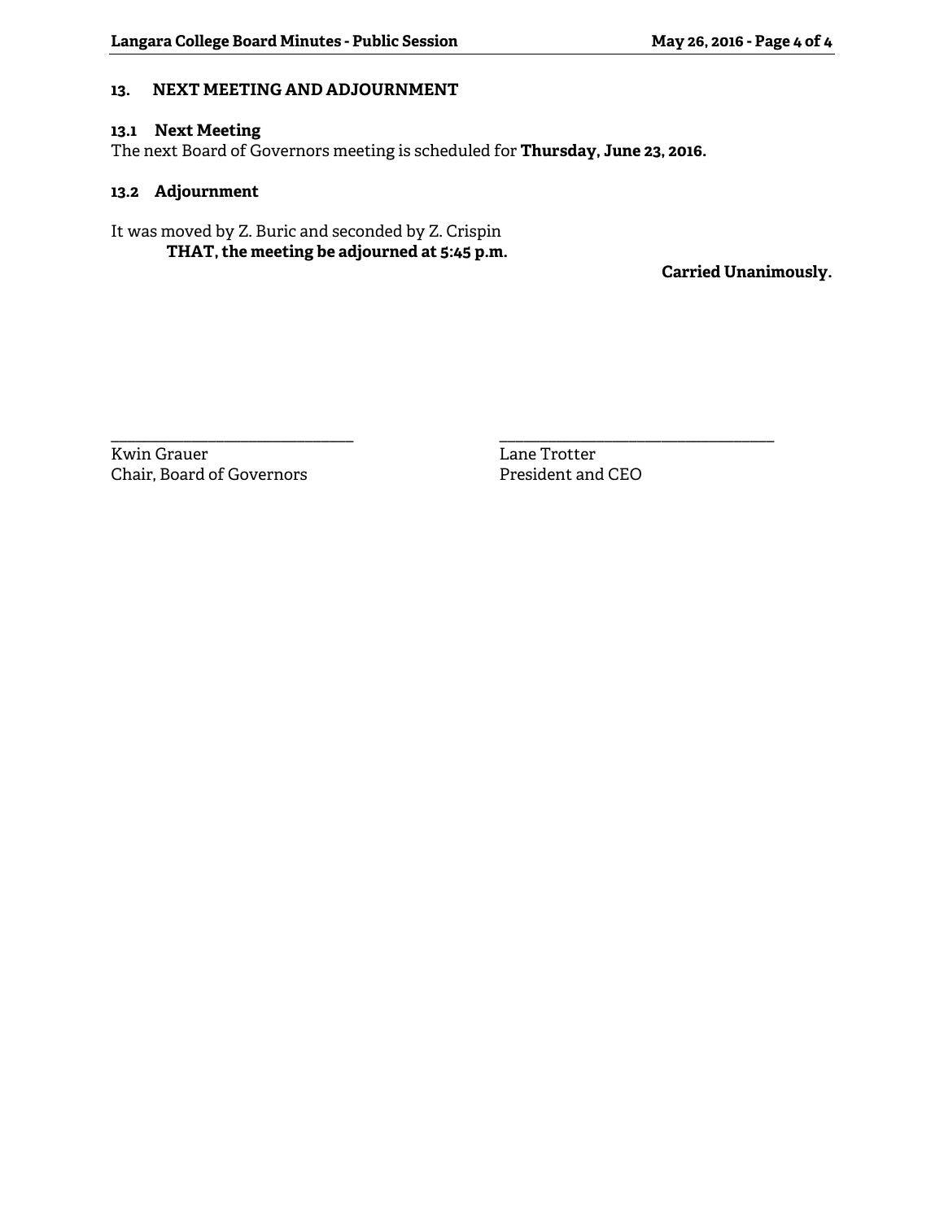## 13. NEXT MEETING AND ADJOURNMENT

### 13.1 Next Meeting

The next Board of Governors meeting is scheduled for **Thursday, June 23, 2016.**

### 13.2 Adjournment

It was moved by Z. Buric and seconded by Z. Crispin

**THAT, the meeting be adjourned at 5:45 p.m.**

**Carried Unanimously.**

______________________________
Kwin Grauer
Chair, Board of Governors

______________________________
Lane Trotter
President and CEO